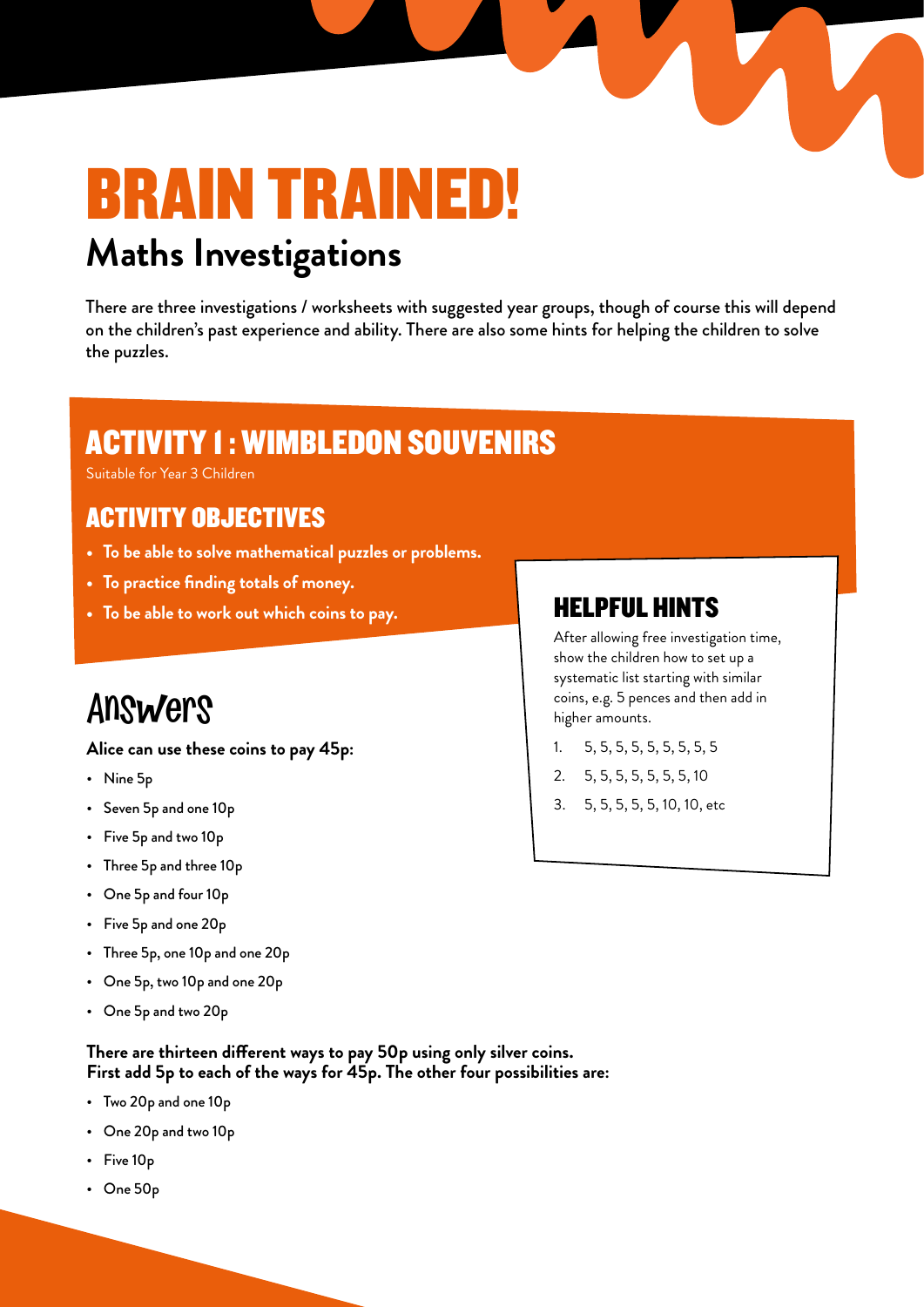# BRAIN TRAINED!

## Maths Investigations

There are three investigations / worksheets with suggested year groups, though of course this will depend on the children's past experience and ability. There are also some hints for helping the children to solve the puzzles.

## ACTIVITY 1 : WIMBLEDON SOUVENIRS

Suitable for Year 3 Children

### ACTIVITY OBJECTIVES

- **To be able to solve mathematical puzzles or problems.**
- **To practice finding totals of money.**
- **To be able to work out which coins to pay.**

### HELPFUL HINTS

After allowing free investigation time, show the children how to set up a systematic list starting with similar coins, e.g. 5 pences and then add in higher amounts.

1. 5, 5, 5, 5, 5, 5, 5, 5, 5
2. 5, 5, 5, 5, 5, 5, 5, 10
3. 5, 5, 5, 5, 5, 10, 10, etc

## Answers

**Alice can use these coins to pay 45p:**

- Nine 5p
- Seven 5p and one 10p
- Five 5p and two 10p
- Three 5p and three 10p
- One 5p and four 10p
- Five 5p and one 20p
- Three 5p, one 10p and one 20p
- One 5p, two 10p and one 20p
- One 5p and two 20p

**There are thirteen different ways to pay 50p using only silver coins.**
**First add 5p to each of the ways for 45p. The other four possibilities are:**

- Two 20p and one 10p
- One 20p and two 10p
- Five 10p
- One 50p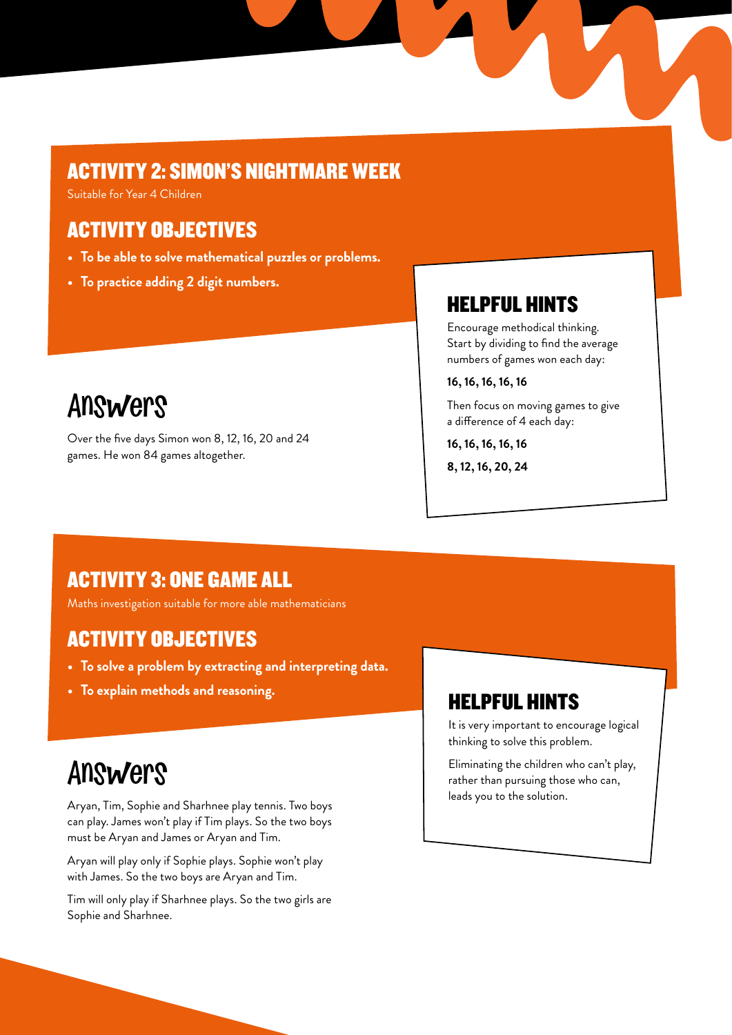## ACTIVITY 2: SIMON'S NIGHTMARE WEEK

Suitable for Year 4 Children

### ACTIVITY OBJECTIVES

- **To be able to solve mathematical puzzles or problems.**
- **To practice adding 2 digit numbers.**

### HELPFUL HINTS

Encourage methodical thinking. Start by dividing to find the average numbers of games won each day:

**16, 16, 16, 16, 16**

Then focus on moving games to give a difference of 4 each day:

**16, 16, 16, 16, 16**

**8, 12, 16, 20, 24**

## Answers

Over the five days Simon won 8, 12, 16, 20 and 24 games. He won 84 games altogether.

## ACTIVITY 3: ONE GAME ALL

Maths investigation suitable for more able mathematicians

### ACTIVITY OBJECTIVES

- **To solve a problem by extracting and interpreting data.**
- **To explain methods and reasoning.**

### HELPFUL HINTS

It is very important to encourage logical thinking to solve this problem.

Eliminating the children who can't play, rather than pursuing those who can, leads you to the solution.

## Answers

Aryan, Tim, Sophie and Sharhnee play tennis. Two boys can play. James won't play if Tim plays. So the two boys must be Aryan and James or Aryan and Tim.

Aryan will play only if Sophie plays. Sophie won't play with James. So the two boys are Aryan and Tim.

Tim will only play if Sharhnee plays. So the two girls are Sophie and Sharhnee.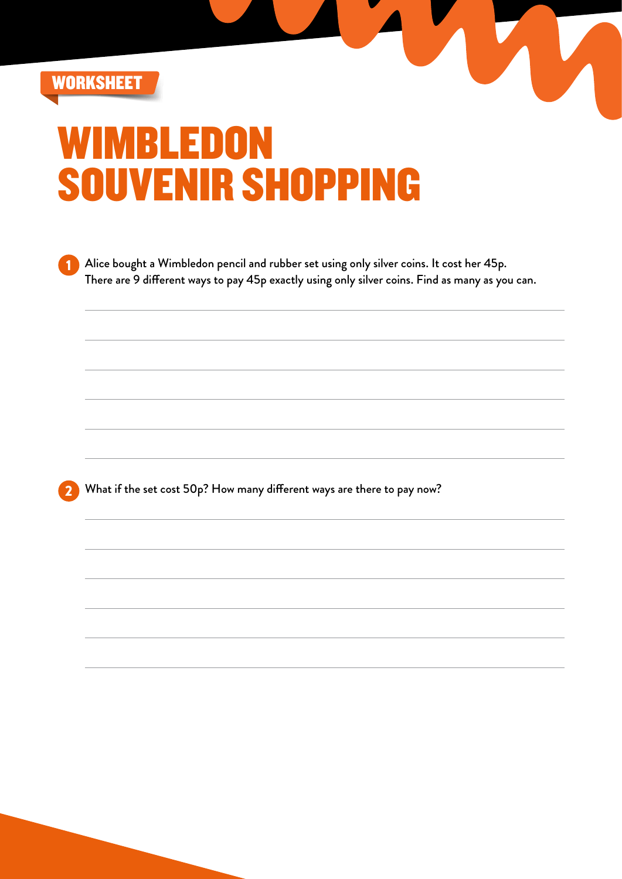WORKSHEET

# WIMBLEDON SOUVENIR SHOPPING

1. Alice bought a Wimbledon pencil and rubber set using only silver coins. It cost her 45p. There are 9 different ways to pay 45p exactly using only silver coins. Find as many as you can.

2. What if the set cost 50p? How many different ways are there to pay now?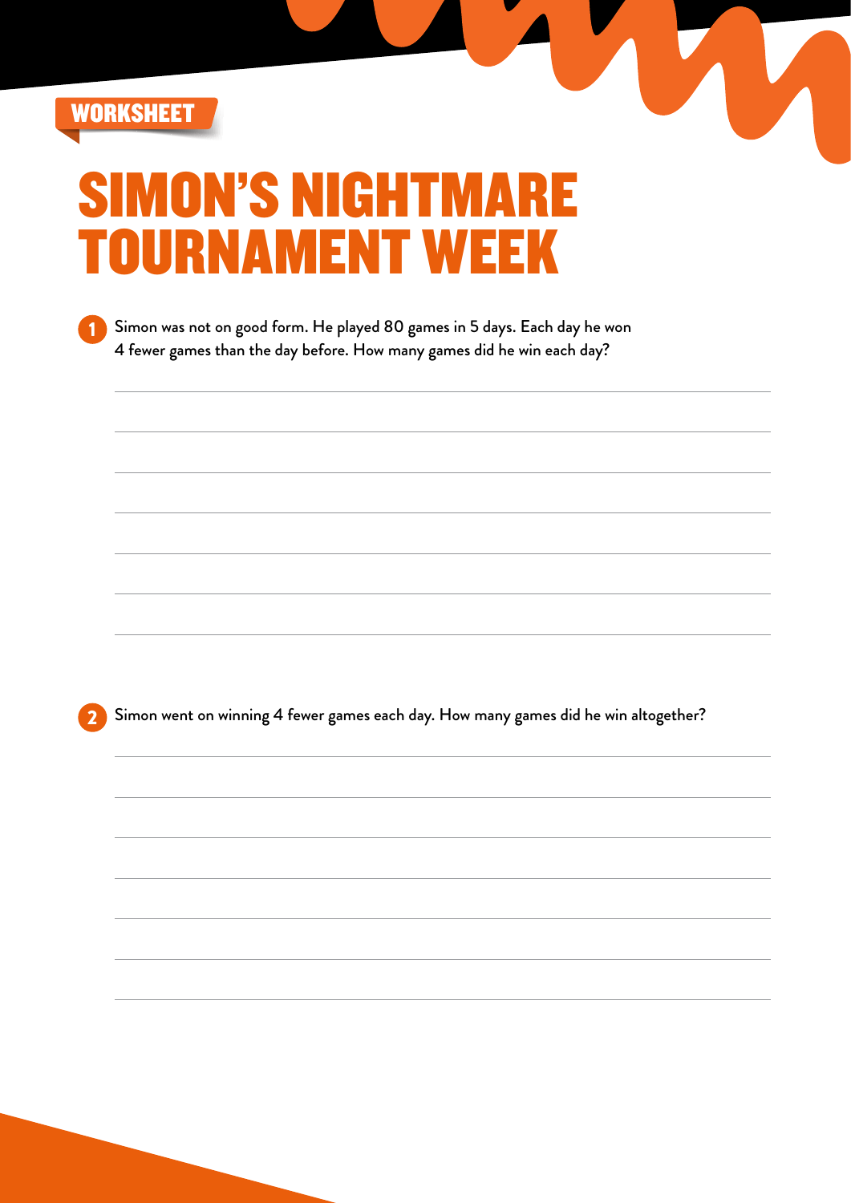WORKSHEET

# SIMON'S NIGHTMARE TOURNAMENT WEEK

1. Simon was not on good form. He played 80 games in 5 days. Each day he won 4 fewer games than the day before. How many games did he win each day?

2. Simon went on winning 4 fewer games each day. How many games did he win altogether?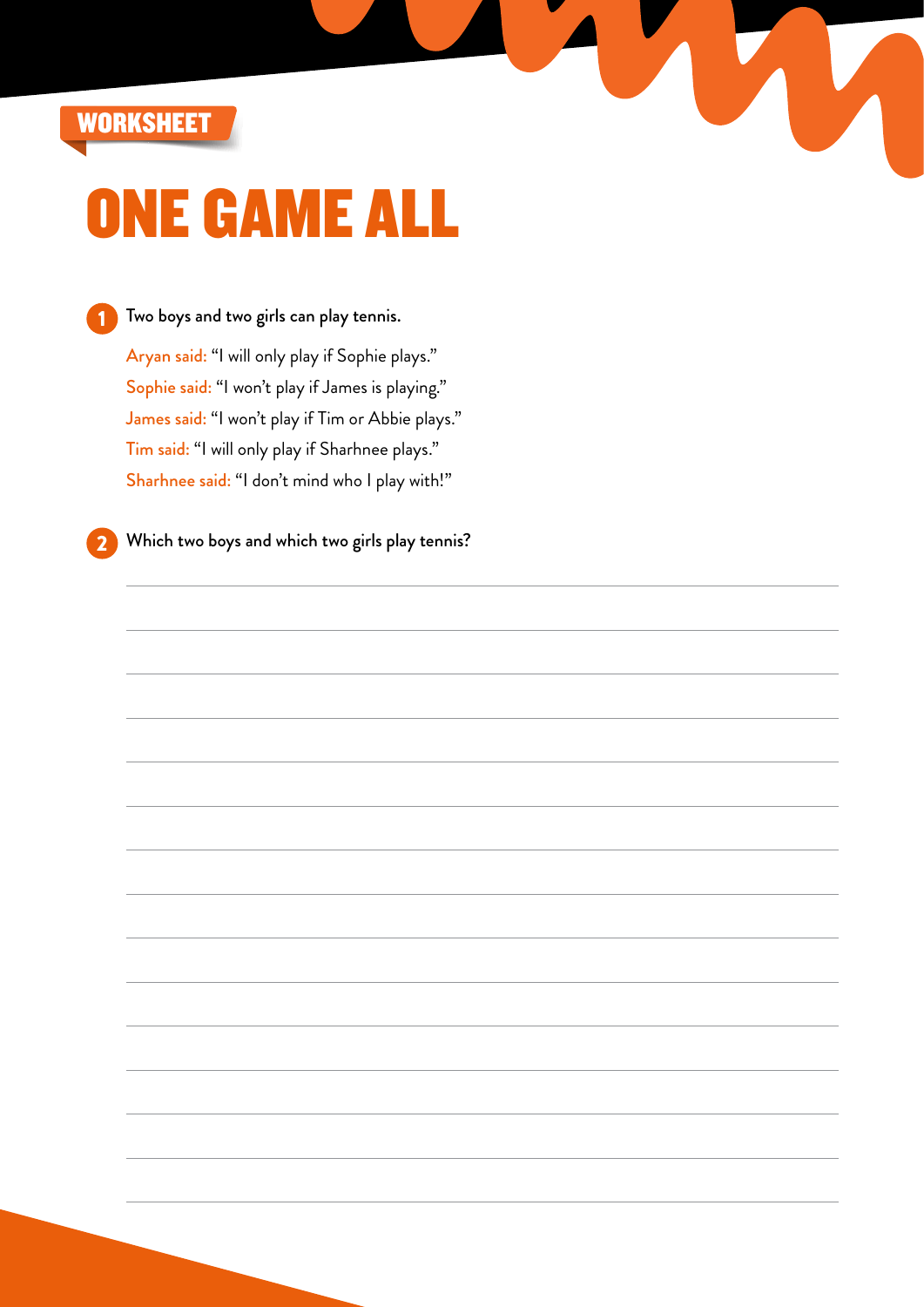WORKSHEET

# ONE GAME ALL

1. Two boys and two girls can play tennis.

   Aryan said: "I will only play if Sophie plays."
   Sophie said: "I won't play if James is playing."
   James said: "I won't play if Tim or Abbie plays."
   Tim said: "I will only play if Sharhnee plays."
   Sharhnee said: "I don't mind who I play with!"

2. Which two boys and which two girls play tennis?